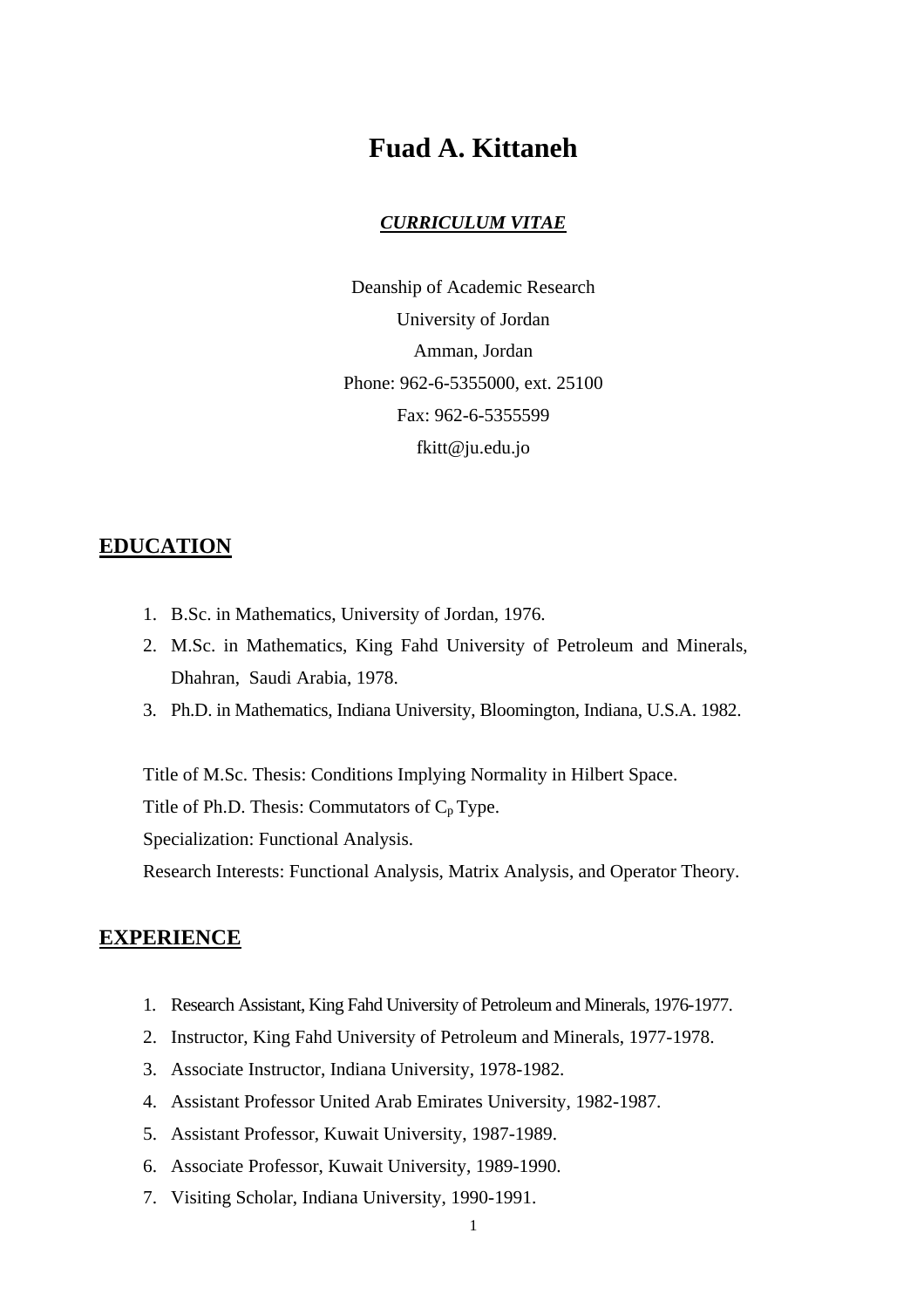# Fuad A. Kittaneh

***CURRICULUM VITAE***

Deanship of Academic Research
University of Jordan
Amman, Jordan
Phone: 962-6-5355000, ext. 25100
Fax: 962-6-5355599
fkitt@ju.edu.jo

## EDUCATION

1. B.Sc. in Mathematics, University of Jordan, 1976.
2. M.Sc. in Mathematics, King Fahd University of Petroleum and Minerals, Dhahran, Saudi Arabia, 1978.
3. Ph.D. in Mathematics, Indiana University, Bloomington, Indiana, U.S.A. 1982.

Title of M.Sc. Thesis: Conditions Implying Normality in Hilbert Space.
Title of Ph.D. Thesis: Commutators of $C_p$ Type.
Specialization: Functional Analysis.
Research Interests: Functional Analysis, Matrix Analysis, and Operator Theory.

## EXPERIENCE

1. Research Assistant, King Fahd University of Petroleum and Minerals, 1976-1977.
2. Instructor, King Fahd University of Petroleum and Minerals, 1977-1978.
3. Associate Instructor, Indiana University, 1978-1982.
4. Assistant Professor United Arab Emirates University, 1982-1987.
5. Assistant Professor, Kuwait University, 1987-1989.
6. Associate Professor, Kuwait University, 1989-1990.
7. Visiting Scholar, Indiana University, 1990-1991.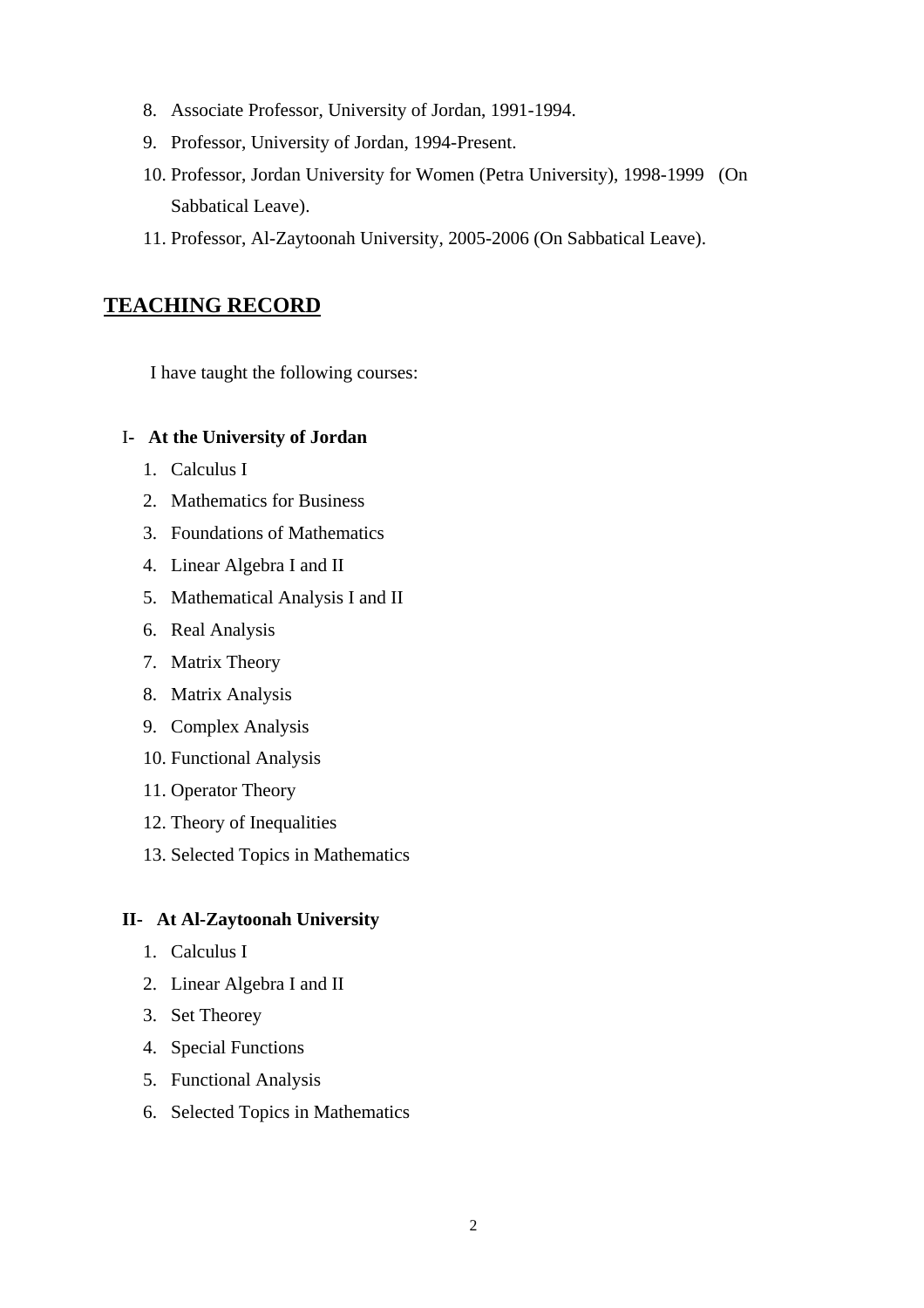8. Associate Professor, University of Jordan, 1991-1994.
9. Professor, University of Jordan, 1994-Present.
10. Professor, Jordan University for Women (Petra University), 1998-1999 (On Sabbatical Leave).
11. Professor, Al-Zaytoonah University, 2005-2006 (On Sabbatical Leave).

## TEACHING RECORD

I have taught the following courses:

### I- At the University of Jordan

1. Calculus I
2. Mathematics for Business
3. Foundations of Mathematics
4. Linear Algebra I and II
5. Mathematical Analysis I and II
6. Real Analysis
7. Matrix Theory
8. Matrix Analysis
9. Complex Analysis
10. Functional Analysis
11. Operator Theory
12. Theory of Inequalities
13. Selected Topics in Mathematics

### II- At Al-Zaytoonah University

1. Calculus I
2. Linear Algebra I and II
3. Set Theorey
4. Special Functions
5. Functional Analysis
6. Selected Topics in Mathematics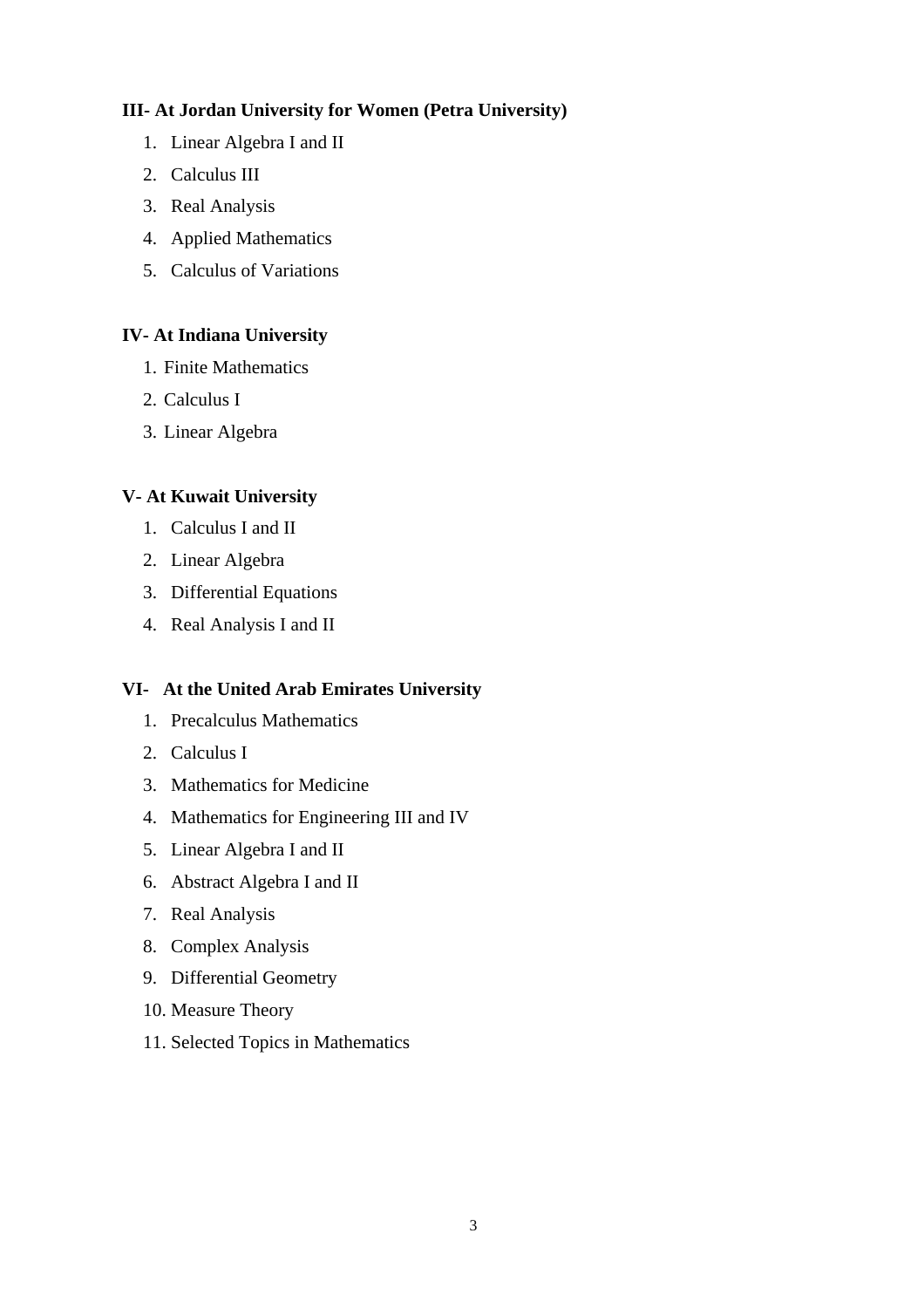**III- At Jordan University for Women (Petra University)**

1. Linear Algebra I and II
2. Calculus III
3. Real Analysis
4. Applied Mathematics
5. Calculus of Variations

**IV- At Indiana University**

1. Finite Mathematics
2. Calculus I
3. Linear Algebra

**V- At Kuwait University**

1. Calculus I and II
2. Linear Algebra
3. Differential Equations
4. Real Analysis I and II

**VI- At the United Arab Emirates University**

1. Precalculus Mathematics
2. Calculus I
3. Mathematics for Medicine
4. Mathematics for Engineering III and IV
5. Linear Algebra I and II
6. Abstract Algebra I and II
7. Real Analysis
8. Complex Analysis
9. Differential Geometry
10. Measure Theory
11. Selected Topics in Mathematics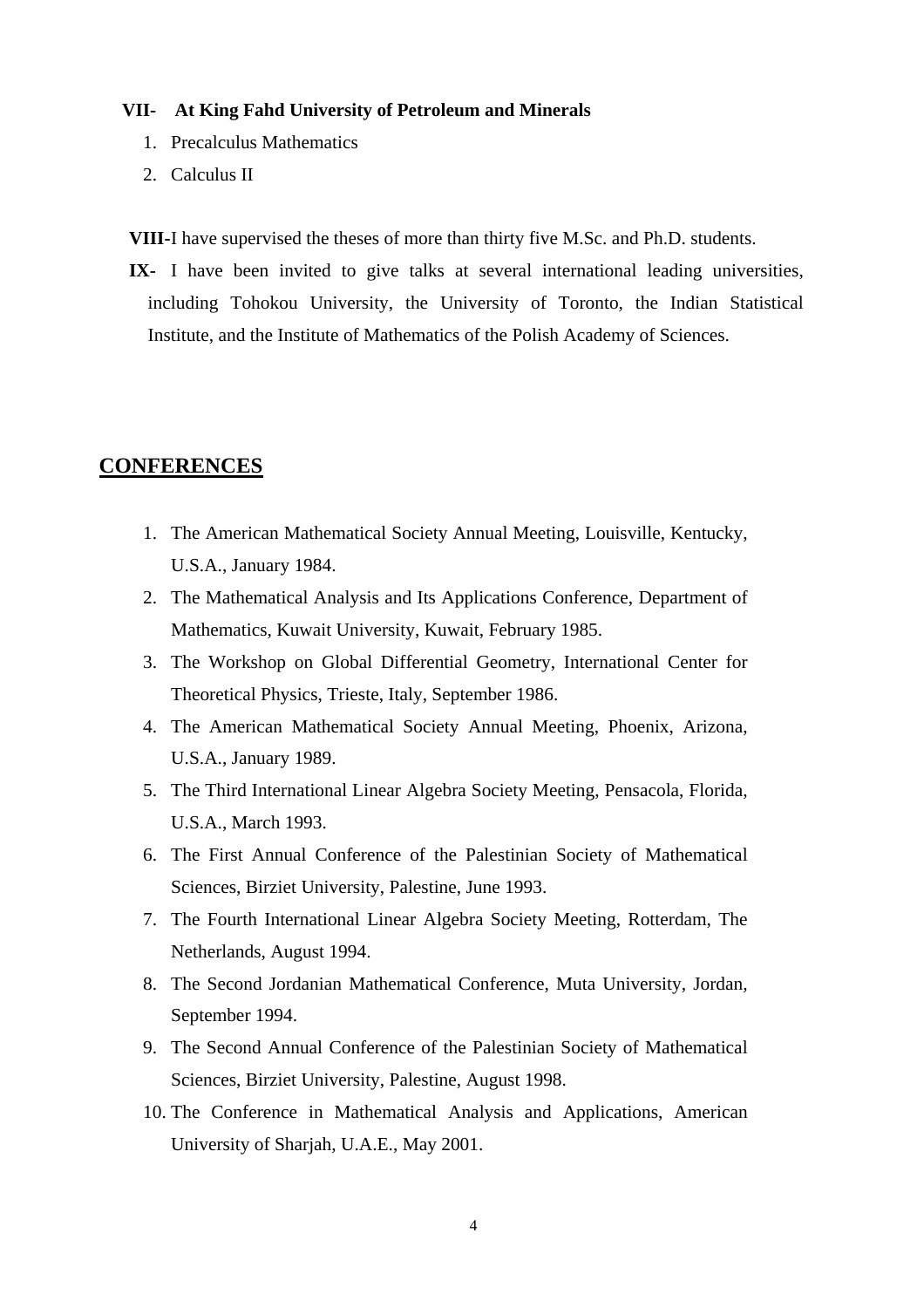**VII- At King Fahd University of Petroleum and Minerals**

1. Precalculus Mathematics
2. Calculus II

**VIII-**I have supervised the theses of more than thirty five M.Sc. and Ph.D. students.

**IX-** I have been invited to give talks at several international leading universities, including Tohokou University, the University of Toronto, the Indian Statistical Institute, and the Institute of Mathematics of the Polish Academy of Sciences.

## CONFERENCES

1. The American Mathematical Society Annual Meeting, Louisville, Kentucky, U.S.A., January 1984.
2. The Mathematical Analysis and Its Applications Conference, Department of Mathematics, Kuwait University, Kuwait, February 1985.
3. The Workshop on Global Differential Geometry, International Center for Theoretical Physics, Trieste, Italy, September 1986.
4. The American Mathematical Society Annual Meeting, Phoenix, Arizona, U.S.A., January 1989.
5. The Third International Linear Algebra Society Meeting, Pensacola, Florida, U.S.A., March 1993.
6. The First Annual Conference of the Palestinian Society of Mathematical Sciences, Birziet University, Palestine, June 1993.
7. The Fourth International Linear Algebra Society Meeting, Rotterdam, The Netherlands, August 1994.
8. The Second Jordanian Mathematical Conference, Muta University, Jordan, September 1994.
9. The Second Annual Conference of the Palestinian Society of Mathematical Sciences, Birziet University, Palestine, August 1998.
10. The Conference in Mathematical Analysis and Applications, American University of Sharjah, U.A.E., May 2001.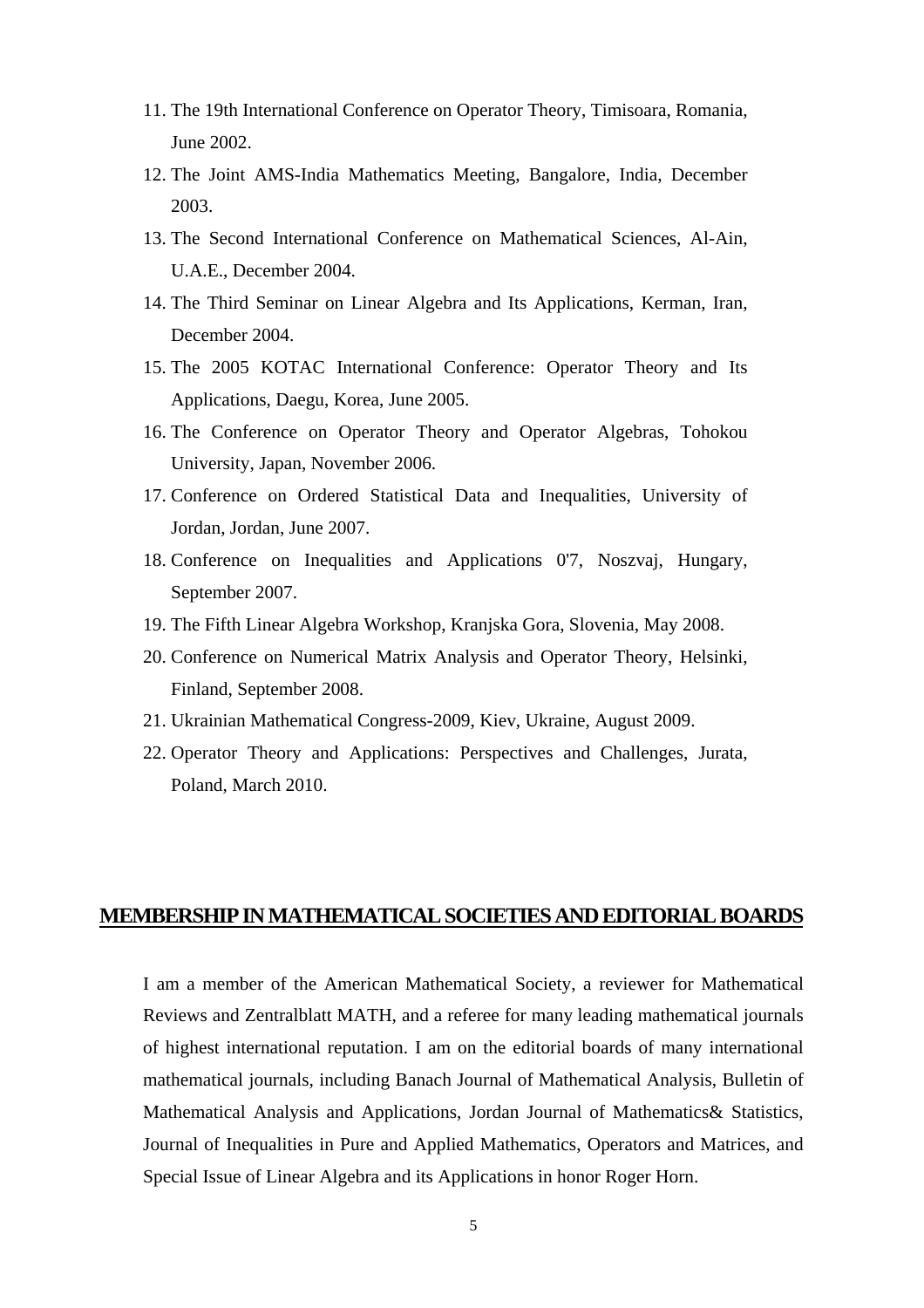11. The 19th International Conference on Operator Theory, Timisoara, Romania, June 2002.
12. The Joint AMS-India Mathematics Meeting, Bangalore, India, December 2003.
13. The Second International Conference on Mathematical Sciences, Al-Ain, U.A.E., December 2004.
14. The Third Seminar on Linear Algebra and Its Applications, Kerman, Iran, December 2004.
15. The 2005 KOTAC International Conference: Operator Theory and Its Applications, Daegu, Korea, June 2005.
16. The Conference on Operator Theory and Operator Algebras, Tohokou University, Japan, November 2006.
17. Conference on Ordered Statistical Data and Inequalities, University of Jordan, Jordan, June 2007.
18. Conference on Inequalities and Applications 0'7, Noszvaj, Hungary, September 2007.
19. The Fifth Linear Algebra Workshop, Kranjska Gora, Slovenia, May 2008.
20. Conference on Numerical Matrix Analysis and Operator Theory, Helsinki, Finland, September 2008.
21. Ukrainian Mathematical Congress-2009, Kiev, Ukraine, August 2009.
22. Operator Theory and Applications: Perspectives and Challenges, Jurata, Poland, March 2010.

## MEMBERSHIP IN MATHEMATICAL SOCIETIES AND EDITORIAL BOARDS

I am a member of the American Mathematical Society, a reviewer for Mathematical Reviews and Zentralblatt MATH, and a referee for many leading mathematical journals of highest international reputation. I am on the editorial boards of many international mathematical journals, including Banach Journal of Mathematical Analysis, Bulletin of Mathematical Analysis and Applications, Jordan Journal of Mathematics& Statistics, Journal of Inequalities in Pure and Applied Mathematics, Operators and Matrices, and Special Issue of Linear Algebra and its Applications in honor Roger Horn.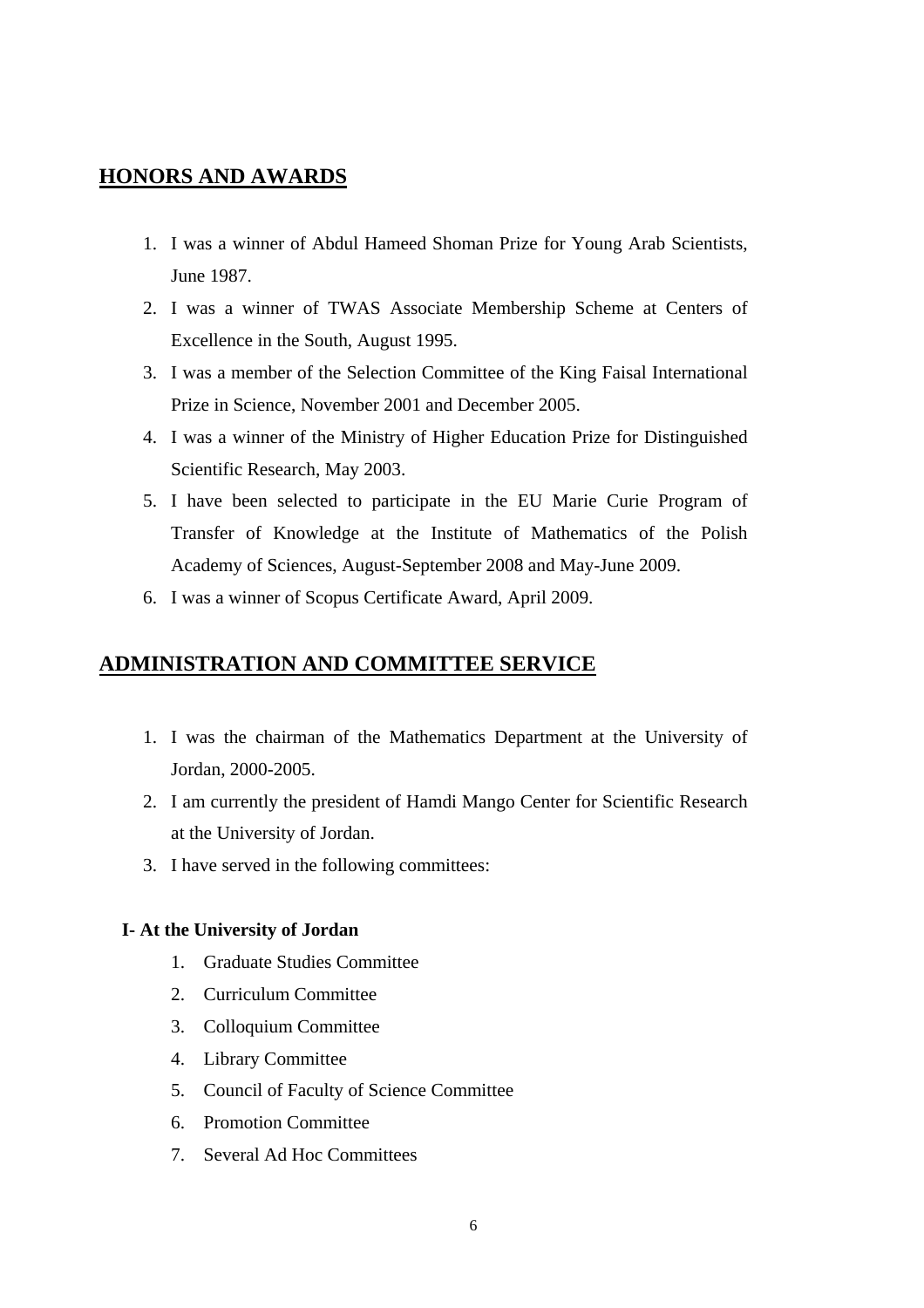## **HONORS AND AWARDS**

1. I was a winner of Abdul Hameed Shoman Prize for Young Arab Scientists, June 1987.
2. I was a winner of TWAS Associate Membership Scheme at Centers of Excellence in the South, August 1995.
3. I was a member of the Selection Committee of the King Faisal International Prize in Science, November 2001 and December 2005.
4. I was a winner of the Ministry of Higher Education Prize for Distinguished Scientific Research, May 2003.
5. I have been selected to participate in the EU Marie Curie Program of Transfer of Knowledge at the Institute of Mathematics of the Polish Academy of Sciences, August-September 2008 and May-June 2009.
6. I was a winner of Scopus Certificate Award, April 2009.

## **ADMINISTRATION AND COMMITTEE SERVICE**

1. I was the chairman of the Mathematics Department at the University of Jordan, 2000-2005.
2. I am currently the president of Hamdi Mango Center for Scientific Research at the University of Jordan.
3. I have served in the following committees:

**I- At the University of Jordan**

1. Graduate Studies Committee
2. Curriculum Committee
3. Colloquium Committee
4. Library Committee
5. Council of Faculty of Science Committee
6. Promotion Committee
7. Several Ad Hoc Committees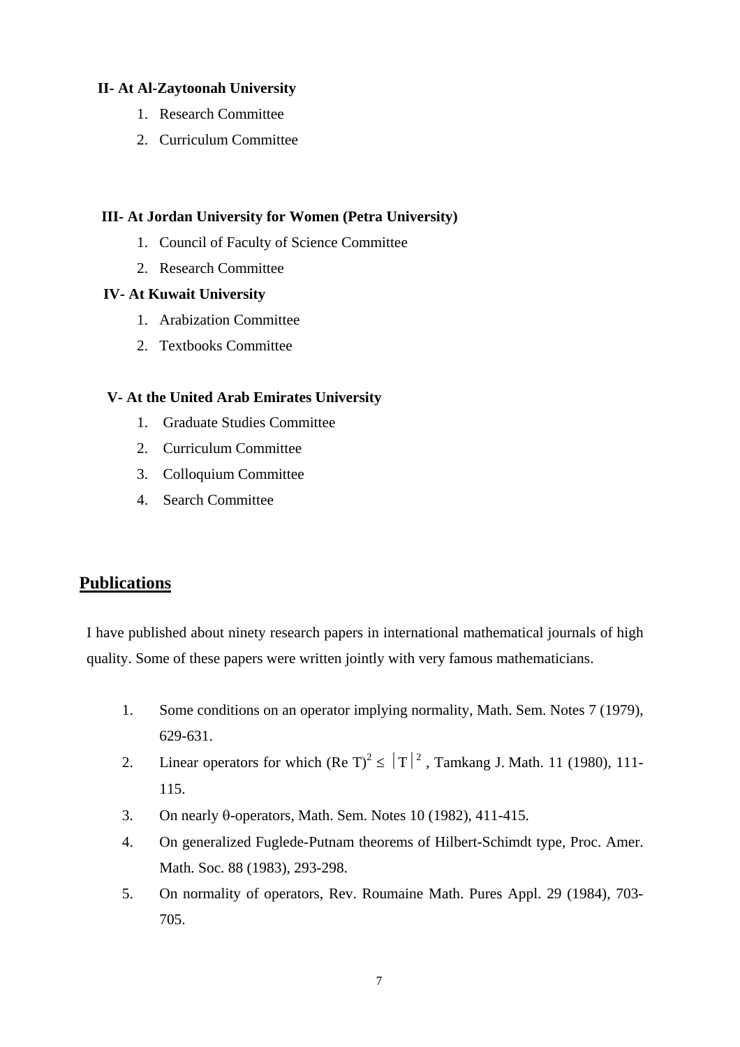**II- At Al-Zaytoonah University**

1. Research Committee
2. Curriculum Committee

**III- At Jordan University for Women (Petra University)**

1. Council of Faculty of Science Committee
2. Research Committee

**IV- At Kuwait University**

1. Arabization Committee
2. Textbooks Committee

**V- At the United Arab Emirates University**

1. Graduate Studies Committee
2. Curriculum Committee
3. Colloquium Committee
4. Search Committee

## Publications

I have published about ninety research papers in international mathematical journals of high quality. Some of these papers were written jointly with very famous mathematicians.

1. Some conditions on an operator implying normality, Math. Sem. Notes 7 (1979), 629-631.
2. Linear operators for which $(\text{Re } T)^2 \leq |T|^2$, Tamkang J. Math. 11 (1980), 111-115.
3. On nearly $\theta$-operators, Math. Sem. Notes 10 (1982), 411-415.
4. On generalized Fuglede-Putnam theorems of Hilbert-Schimdt type, Proc. Amer. Math. Soc. 88 (1983), 293-298.
5. On normality of operators, Rev. Roumaine Math. Pures Appl. 29 (1984), 703-705.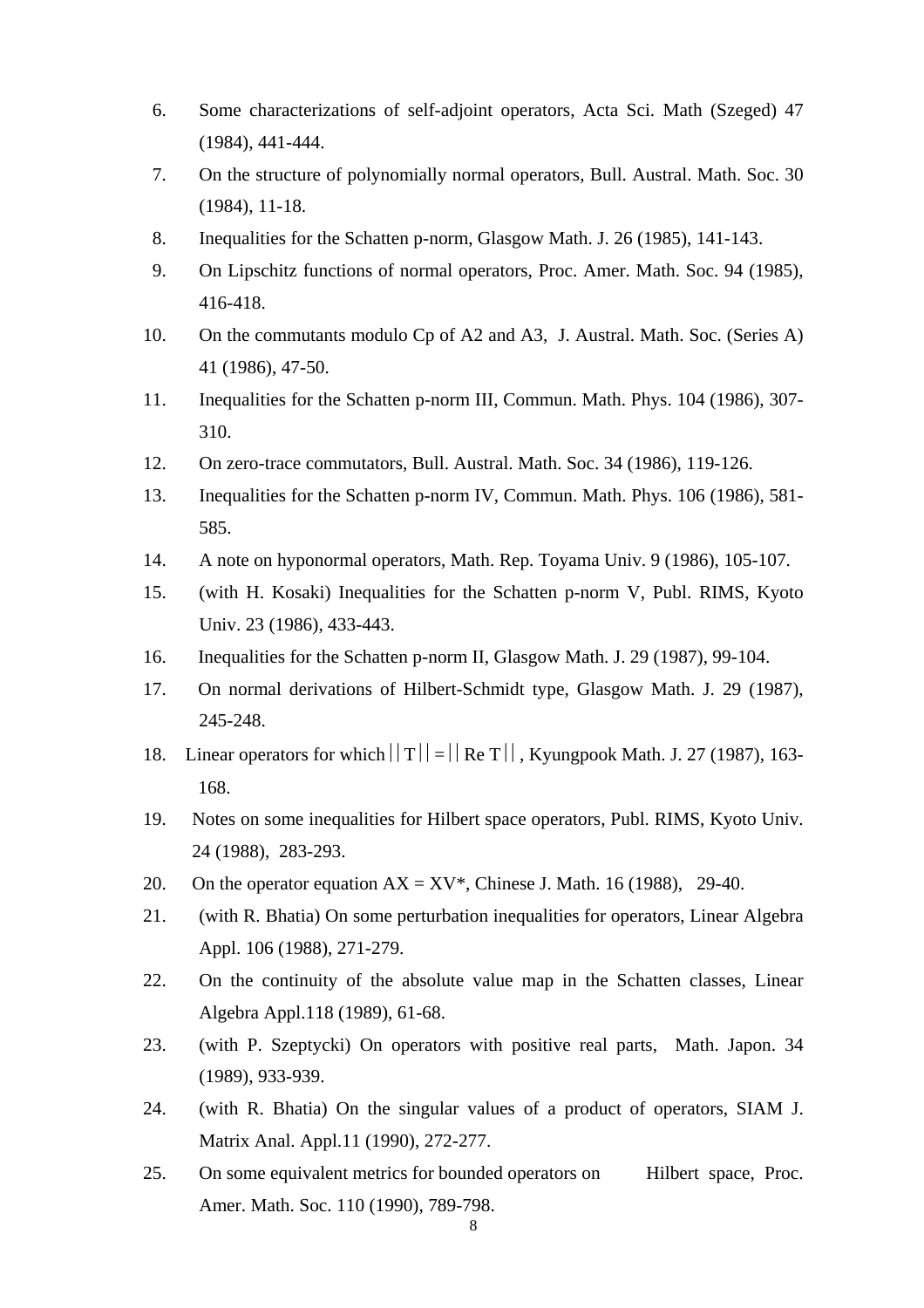6. Some characterizations of self-adjoint operators, Acta Sci. Math (Szeged) 47 (1984), 441-444.
7. On the structure of polynomially normal operators, Bull. Austral. Math. Soc. 30 (1984), 11-18.
8. Inequalities for the Schatten p-norm, Glasgow Math. J. 26 (1985), 141-143.
9. On Lipschitz functions of normal operators, Proc. Amer. Math. Soc. 94 (1985), 416-418.
10. On the commutants modulo Cp of A2 and A3, J. Austral. Math. Soc. (Series A) 41 (1986), 47-50.
11. Inequalities for the Schatten p-norm III, Commun. Math. Phys. 104 (1986), 307-310.
12. On zero-trace commutators, Bull. Austral. Math. Soc. 34 (1986), 119-126.
13. Inequalities for the Schatten p-norm IV, Commun. Math. Phys. 106 (1986), 581-585.
14. A note on hyponormal operators, Math. Rep. Toyama Univ. 9 (1986), 105-107.
15. (with H. Kosaki) Inequalities for the Schatten p-norm V, Publ. RIMS, Kyoto Univ. 23 (1986), 433-443.
16. Inequalities for the Schatten p-norm II, Glasgow Math. J. 29 (1987), 99-104.
17. On normal derivations of Hilbert-Schmidt type, Glasgow Math. J. 29 (1987), 245-248.
18. Linear operators for which $||T|| = ||\mathrm{Re}\, T||$, Kyungpook Math. J. 27 (1987), 163-168.
19. Notes on some inequalities for Hilbert space operators, Publ. RIMS, Kyoto Univ. 24 (1988), 283-293.
20. On the operator equation AX = XV*, Chinese J. Math. 16 (1988), 29-40.
21. (with R. Bhatia) On some perturbation inequalities for operators, Linear Algebra Appl. 106 (1988), 271-279.
22. On the continuity of the absolute value map in the Schatten classes, Linear Algebra Appl.118 (1989), 61-68.
23. (with P. Szeptycki) On operators with positive real parts, Math. Japon. 34 (1989), 933-939.
24. (with R. Bhatia) On the singular values of a product of operators, SIAM J. Matrix Anal. Appl.11 (1990), 272-277.
25. On some equivalent metrics for bounded operators on Hilbert space, Proc. Amer. Math. Soc. 110 (1990), 789-798.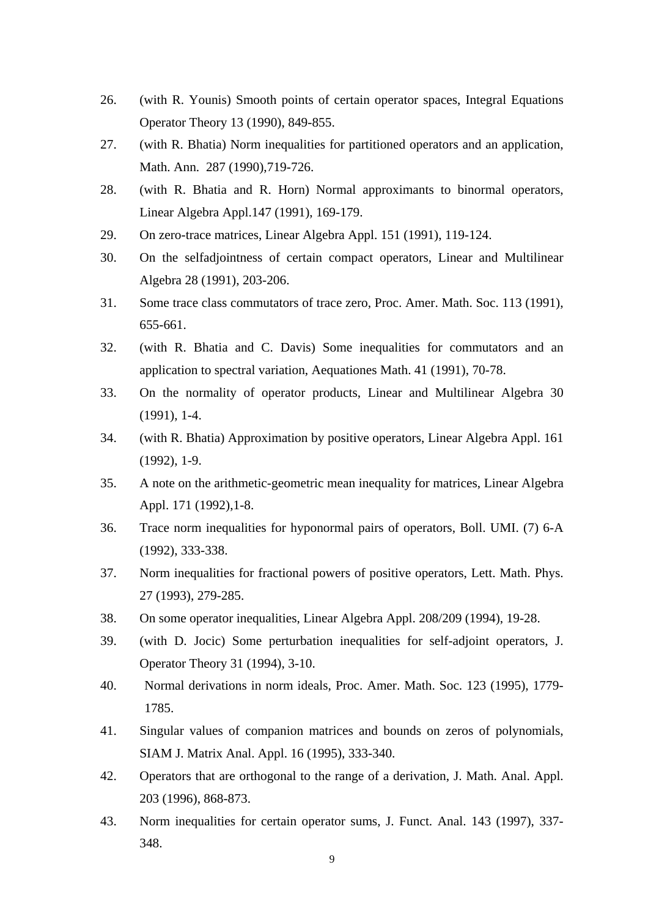26. (with R. Younis) Smooth points of certain operator spaces, Integral Equations Operator Theory 13 (1990), 849-855.
27. (with R. Bhatia) Norm inequalities for partitioned operators and an application, Math. Ann. 287 (1990),719-726.
28. (with R. Bhatia and R. Horn) Normal approximants to binormal operators, Linear Algebra Appl.147 (1991), 169-179.
29. On zero-trace matrices, Linear Algebra Appl. 151 (1991), 119-124.
30. On the selfadjointness of certain compact operators, Linear and Multilinear Algebra 28 (1991), 203-206.
31. Some trace class commutators of trace zero, Proc. Amer. Math. Soc. 113 (1991), 655-661.
32. (with R. Bhatia and C. Davis) Some inequalities for commutators and an application to spectral variation, Aequationes Math. 41 (1991), 70-78.
33. On the normality of operator products, Linear and Multilinear Algebra 30 (1991), 1-4.
34. (with R. Bhatia) Approximation by positive operators, Linear Algebra Appl. 161 (1992), 1-9.
35. A note on the arithmetic-geometric mean inequality for matrices, Linear Algebra Appl. 171 (1992),1-8.
36. Trace norm inequalities for hyponormal pairs of operators, Boll. UMI. (7) 6-A (1992), 333-338.
37. Norm inequalities for fractional powers of positive operators, Lett. Math. Phys. 27 (1993), 279-285.
38. On some operator inequalities, Linear Algebra Appl. 208/209 (1994), 19-28.
39. (with D. Jocic) Some perturbation inequalities for self-adjoint operators, J. Operator Theory 31 (1994), 3-10.
40. Normal derivations in norm ideals, Proc. Amer. Math. Soc. 123 (1995), 1779-1785.
41. Singular values of companion matrices and bounds on zeros of polynomials, SIAM J. Matrix Anal. Appl. 16 (1995), 333-340.
42. Operators that are orthogonal to the range of a derivation, J. Math. Anal. Appl. 203 (1996), 868-873.
43. Norm inequalities for certain operator sums, J. Funct. Anal. 143 (1997), 337-348.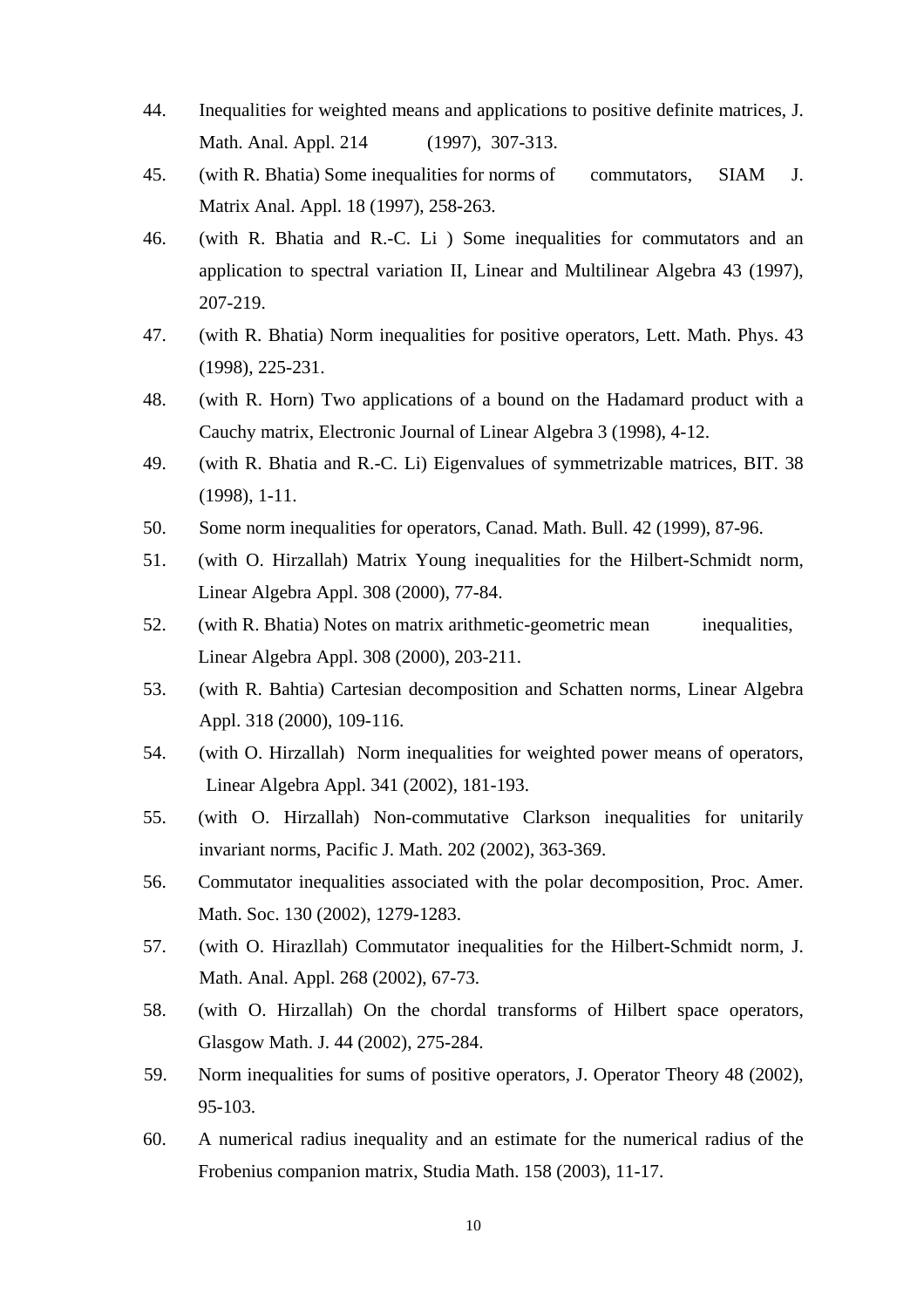44. Inequalities for weighted means and applications to positive definite matrices, J. Math. Anal. Appl. 214 (1997), 307-313.
45. (with R. Bhatia) Some inequalities for norms of commutators, SIAM J. Matrix Anal. Appl. 18 (1997), 258-263.
46. (with R. Bhatia and R.-C. Li ) Some inequalities for commutators and an application to spectral variation II, Linear and Multilinear Algebra 43 (1997), 207-219.
47. (with R. Bhatia) Norm inequalities for positive operators, Lett. Math. Phys. 43 (1998), 225-231.
48. (with R. Horn) Two applications of a bound on the Hadamard product with a Cauchy matrix, Electronic Journal of Linear Algebra 3 (1998), 4-12.
49. (with R. Bhatia and R.-C. Li) Eigenvalues of symmetrizable matrices, BIT. 38 (1998), 1-11.
50. Some norm inequalities for operators, Canad. Math. Bull. 42 (1999), 87-96.
51. (with O. Hirzallah) Matrix Young inequalities for the Hilbert-Schmidt norm, Linear Algebra Appl. 308 (2000), 77-84.
52. (with R. Bhatia) Notes on matrix arithmetic-geometric mean inequalities, Linear Algebra Appl. 308 (2000), 203-211.
53. (with R. Bahtia) Cartesian decomposition and Schatten norms, Linear Algebra Appl. 318 (2000), 109-116.
54. (with O. Hirzallah) Norm inequalities for weighted power means of operators, Linear Algebra Appl. 341 (2002), 181-193.
55. (with O. Hirzallah) Non-commutative Clarkson inequalities for unitarily invariant norms, Pacific J. Math. 202 (2002), 363-369.
56. Commutator inequalities associated with the polar decomposition, Proc. Amer. Math. Soc. 130 (2002), 1279-1283.
57. (with O. Hirazllah) Commutator inequalities for the Hilbert-Schmidt norm, J. Math. Anal. Appl. 268 (2002), 67-73.
58. (with O. Hirzallah) On the chordal transforms of Hilbert space operators, Glasgow Math. J. 44 (2002), 275-284.
59. Norm inequalities for sums of positive operators, J. Operator Theory 48 (2002), 95-103.
60. A numerical radius inequality and an estimate for the numerical radius of the Frobenius companion matrix, Studia Math. 158 (2003), 11-17.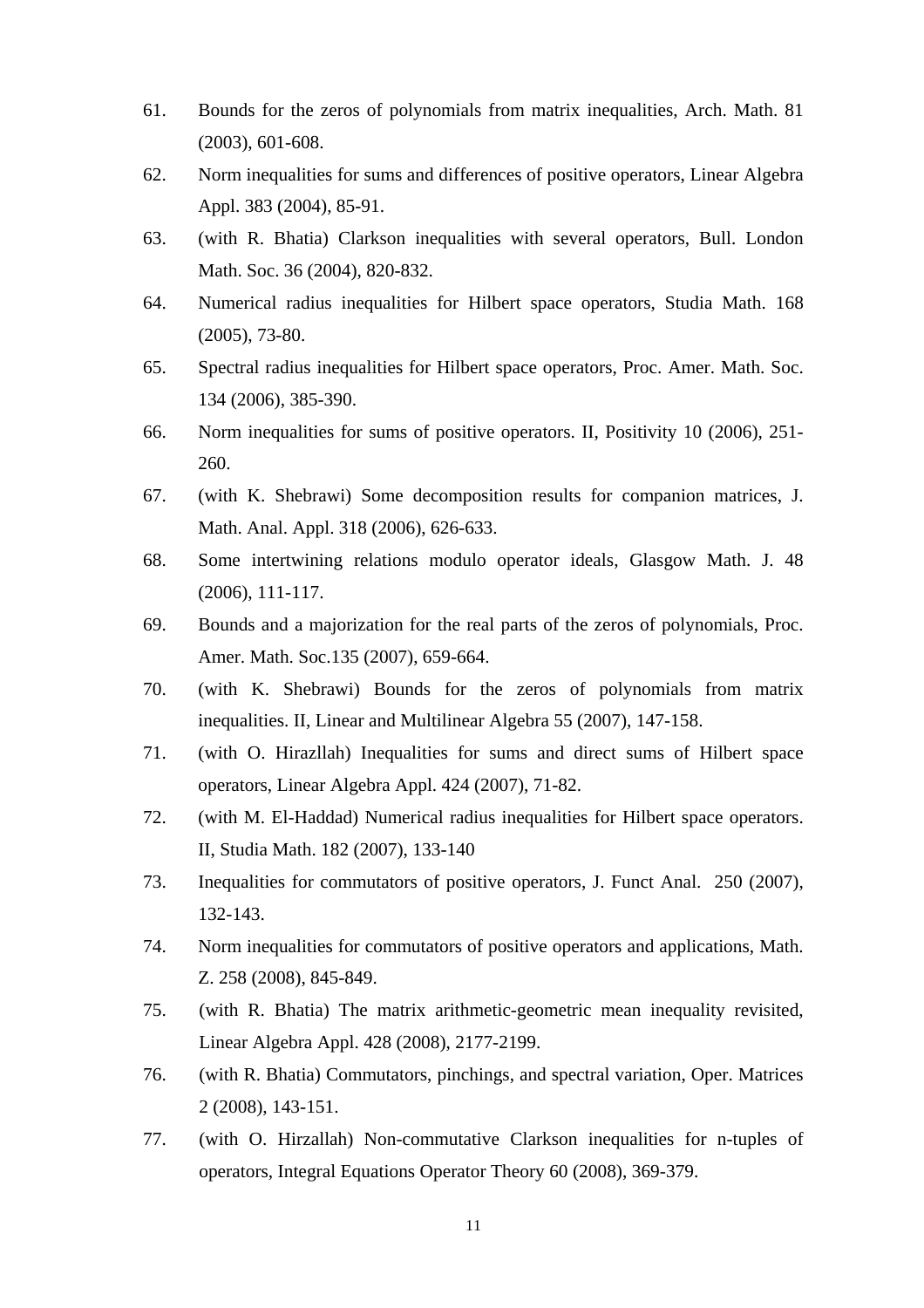61. Bounds for the zeros of polynomials from matrix inequalities, Arch. Math. 81 (2003), 601-608.
62. Norm inequalities for sums and differences of positive operators, Linear Algebra Appl. 383 (2004), 85-91.
63. (with R. Bhatia) Clarkson inequalities with several operators, Bull. London Math. Soc. 36 (2004), 820-832.
64. Numerical radius inequalities for Hilbert space operators, Studia Math. 168 (2005), 73-80.
65. Spectral radius inequalities for Hilbert space operators, Proc. Amer. Math. Soc. 134 (2006), 385-390.
66. Norm inequalities for sums of positive operators. II, Positivity 10 (2006), 251-260.
67. (with K. Shebrawi) Some decomposition results for companion matrices, J. Math. Anal. Appl. 318 (2006), 626-633.
68. Some intertwining relations modulo operator ideals, Glasgow Math. J. 48 (2006), 111-117.
69. Bounds and a majorization for the real parts of the zeros of polynomials, Proc. Amer. Math. Soc.135 (2007), 659-664.
70. (with K. Shebrawi) Bounds for the zeros of polynomials from matrix inequalities. II, Linear and Multilinear Algebra 55 (2007), 147-158.
71. (with O. Hirazllah) Inequalities for sums and direct sums of Hilbert space operators, Linear Algebra Appl. 424 (2007), 71-82.
72. (with M. El-Haddad) Numerical radius inequalities for Hilbert space operators. II, Studia Math. 182 (2007), 133-140
73. Inequalities for commutators of positive operators, J. Funct Anal. 250 (2007), 132-143.
74. Norm inequalities for commutators of positive operators and applications, Math. Z. 258 (2008), 845-849.
75. (with R. Bhatia) The matrix arithmetic-geometric mean inequality revisited, Linear Algebra Appl. 428 (2008), 2177-2199.
76. (with R. Bhatia) Commutators, pinchings, and spectral variation, Oper. Matrices 2 (2008), 143-151.
77. (with O. Hirzallah) Non-commutative Clarkson inequalities for n-tuples of operators, Integral Equations Operator Theory 60 (2008), 369-379.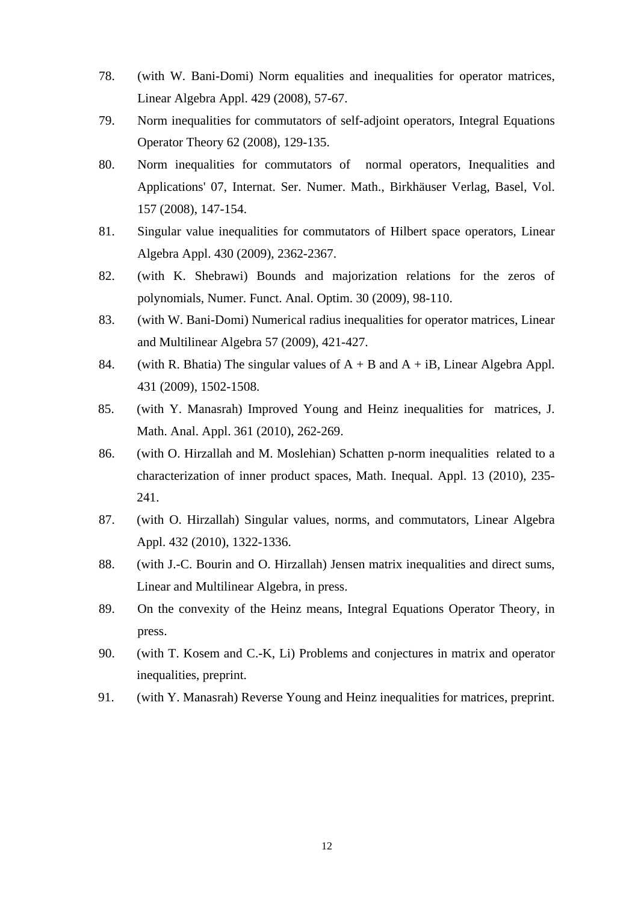78. (with W. Bani-Domi) Norm equalities and inequalities for operator matrices, Linear Algebra Appl. 429 (2008), 57-67.
79. Norm inequalities for commutators of self-adjoint operators, Integral Equations Operator Theory 62 (2008), 129-135.
80. Norm inequalities for commutators of normal operators, Inequalities and Applications' 07, Internat. Ser. Numer. Math., Birkhäuser Verlag, Basel, Vol. 157 (2008), 147-154.
81. Singular value inequalities for commutators of Hilbert space operators, Linear Algebra Appl. 430 (2009), 2362-2367.
82. (with K. Shebrawi) Bounds and majorization relations for the zeros of polynomials, Numer. Funct. Anal. Optim. 30 (2009), 98-110.
83. (with W. Bani-Domi) Numerical radius inequalities for operator matrices, Linear and Multilinear Algebra 57 (2009), 421-427.
84. (with R. Bhatia) The singular values of $A + B$ and $A + iB$, Linear Algebra Appl. 431 (2009), 1502-1508.
85. (with Y. Manasrah) Improved Young and Heinz inequalities for matrices, J. Math. Anal. Appl. 361 (2010), 262-269.
86. (with O. Hirzallah and M. Moslehian) Schatten p-norm inequalities related to a characterization of inner product spaces, Math. Inequal. Appl. 13 (2010), 235-241.
87. (with O. Hirzallah) Singular values, norms, and commutators, Linear Algebra Appl. 432 (2010), 1322-1336.
88. (with J.-C. Bourin and O. Hirzallah) Jensen matrix inequalities and direct sums, Linear and Multilinear Algebra, in press.
89. On the convexity of the Heinz means, Integral Equations Operator Theory, in press.
90. (with T. Kosem and C.-K, Li) Problems and conjectures in matrix and operator inequalities, preprint.
91. (with Y. Manasrah) Reverse Young and Heinz inequalities for matrices, preprint.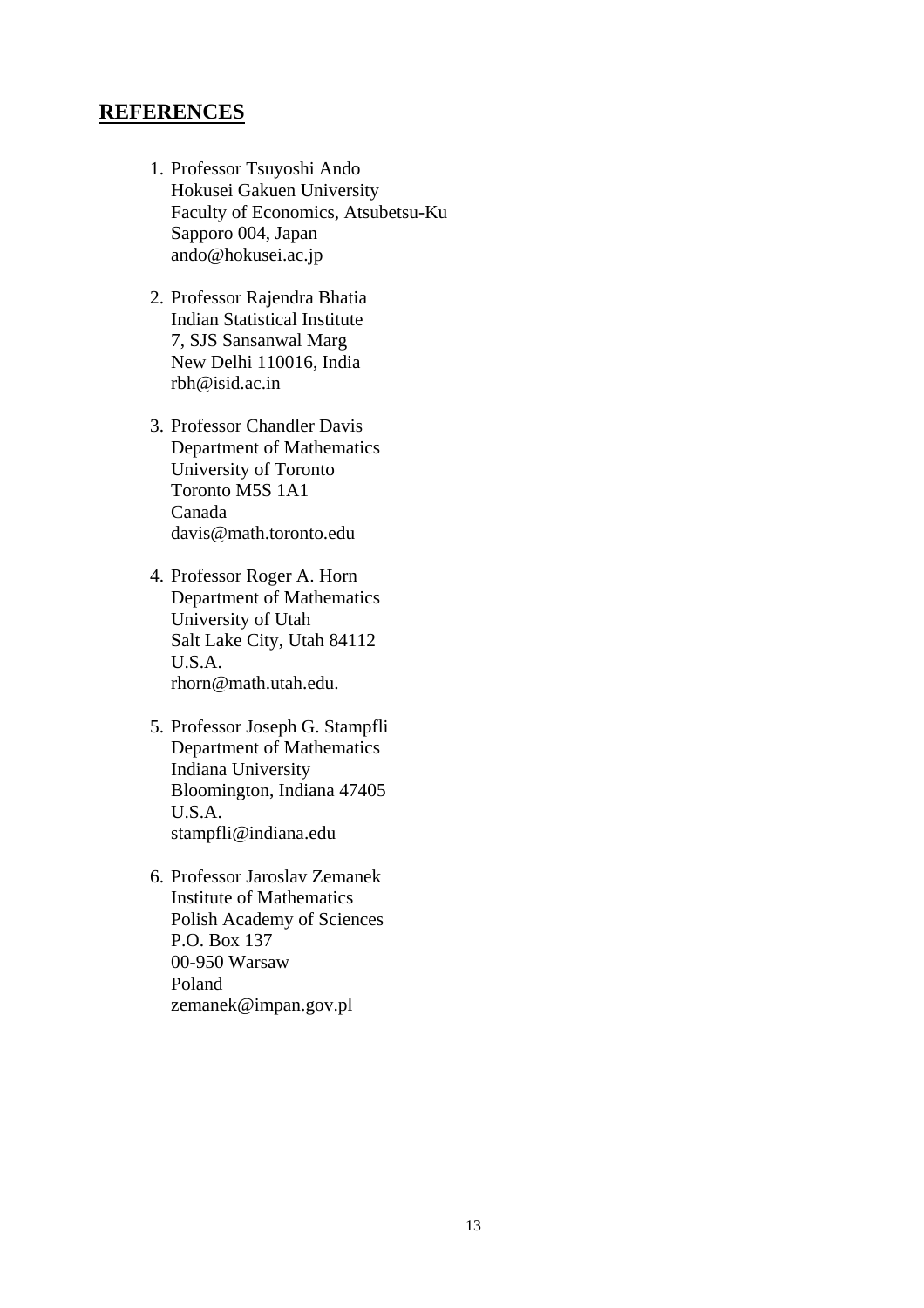## REFERENCES

1. Professor Tsuyoshi Ando
   Hokusei Gakuen University
   Faculty of Economics, Atsubetsu-Ku
   Sapporo 004, Japan
   ando@hokusei.ac.jp

2. Professor Rajendra Bhatia
   Indian Statistical Institute
   7, SJS Sansanwal Marg
   New Delhi 110016, India
   rbh@isid.ac.in

3. Professor Chandler Davis
   Department of Mathematics
   University of Toronto
   Toronto M5S 1A1
   Canada
   davis@math.toronto.edu

4. Professor Roger A. Horn
   Department of Mathematics
   University of Utah
   Salt Lake City, Utah 84112
   U.S.A.
   rhorn@math.utah.edu.

5. Professor Joseph G. Stampfli
   Department of Mathematics
   Indiana University
   Bloomington, Indiana 47405
   U.S.A.
   stampfli@indiana.edu

6. Professor Jaroslav Zemanek
   Institute of Mathematics
   Polish Academy of Sciences
   P.O. Box 137
   00-950 Warsaw
   Poland
   zemanek@impan.gov.pl